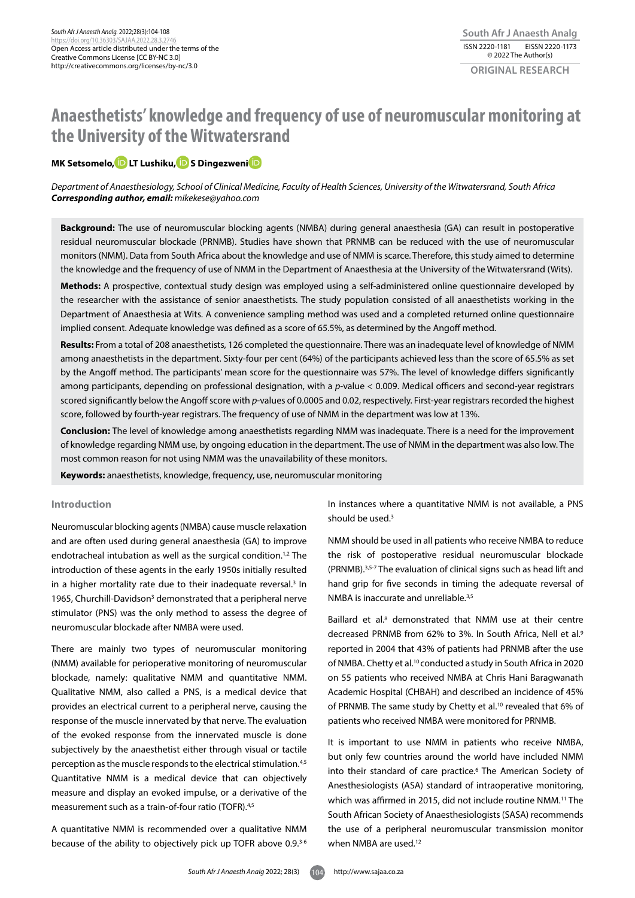ORIGINAL RESEARCH

# Anaesthetists' knowledge and frequency of use of neuromuscular monitoring at the University of the Witwatersrand

**MK Setsomelo, LT Lushiku, S Dingezweni**

*Department of Anaesthesiology, School of Clinical Medicine, Faculty of Health Sciences, University of the Witwatersrand, South Africa*
***Corresponding author, email:*** *mikekese@yahoo.com*

**Background:** The use of neuromuscular blocking agents (NMBA) during general anaesthesia (GA) can result in postoperative residual neuromuscular blockade (PRNMB). Studies have shown that PRNMB can be reduced with the use of neuromuscular monitors (NMM). Data from South Africa about the knowledge and use of NMM is scarce. Therefore, this study aimed to determine the knowledge and the frequency of use of NMM in the Department of Anaesthesia at the University of the Witwatersrand (Wits).

**Methods:** A prospective, contextual study design was employed using a self-administered online questionnaire developed by the researcher with the assistance of senior anaesthetists. The study population consisted of all anaesthetists working in the Department of Anaesthesia at Wits. A convenience sampling method was used and a completed returned online questionnaire implied consent. Adequate knowledge was defined as a score of 65.5%, as determined by the Angoff method.

**Results:** From a total of 208 anaesthetists, 126 completed the questionnaire. There was an inadequate level of knowledge of NMM among anaesthetists in the department. Sixty-four per cent (64%) of the participants achieved less than the score of 65.5% as set by the Angoff method. The participants' mean score for the questionnaire was 57%. The level of knowledge differs significantly among participants, depending on professional designation, with a *p*-value < 0.009. Medical officers and second-year registrars scored significantly below the Angoff score with *p*-values of 0.0005 and 0.02, respectively. First-year registrars recorded the highest score, followed by fourth-year registrars. The frequency of use of NMM in the department was low at 13%.

**Conclusion:** The level of knowledge among anaesthetists regarding NMM was inadequate. There is a need for the improvement of knowledge regarding NMM use, by ongoing education in the department. The use of NMM in the department was also low. The most common reason for not using NMM was the unavailability of these monitors.

**Keywords:** anaesthetists, knowledge, frequency, use, neuromuscular monitoring

## Introduction

Neuromuscular blocking agents (NMBA) cause muscle relaxation and are often used during general anaesthesia (GA) to improve endotracheal intubation as well as the surgical condition.[1,2] The introduction of these agents in the early 1950s initially resulted in a higher mortality rate due to their inadequate reversal.[3] In 1965, Churchill-Davidson[3] demonstrated that a peripheral nerve stimulator (PNS) was the only method to assess the degree of neuromuscular blockade after NMBA were used.

There are mainly two types of neuromuscular monitoring (NMM) available for perioperative monitoring of neuromuscular blockade, namely: qualitative NMM and quantitative NMM. Qualitative NMM, also called a PNS, is a medical device that provides an electrical current to a peripheral nerve, causing the response of the muscle innervated by that nerve. The evaluation of the evoked response from the innervated muscle is done subjectively by the anaesthetist either through visual or tactile perception as the muscle responds to the electrical stimulation.[4,5] Quantitative NMM is a medical device that can objectively measure and display an evoked impulse, or a derivative of the measurement such as a train-of-four ratio (TOFR).[4,5]

A quantitative NMM is recommended over a qualitative NMM because of the ability to objectively pick up TOFR above 0.9.[3-6] In instances where a quantitative NMM is not available, a PNS should be used.[3]

NMM should be used in all patients who receive NMBA to reduce the risk of postoperative residual neuromuscular blockade (PRNMB).[3,5-7] The evaluation of clinical signs such as head lift and hand grip for five seconds in timing the adequate reversal of NMBA is inaccurate and unreliable.[3,5]

Baillard et al.[8] demonstrated that NMM use at their centre decreased PRNMB from 62% to 3%. In South Africa, Nell et al.[9] reported in 2004 that 43% of patients had PRNMB after the use of NMBA. Chetty et al.[10] conducted a study in South Africa in 2020 on 55 patients who received NMBA at Chris Hani Baragwanath Academic Hospital (CHBAH) and described an incidence of 45% of PRNMB. The same study by Chetty et al.[10] revealed that 6% of patients who received NMBA were monitored for PRNMB.

It is important to use NMM in patients who receive NMBA, but only few countries around the world have included NMM into their standard of care practice.[6] The American Society of Anesthesiologists (ASA) standard of intraoperative monitoring, which was affirmed in 2015, did not include routine NMM.[11] The South African Society of Anaesthesiologists (SASA) recommends the use of a peripheral neuromuscular transmission monitor when NMBA are used.[12]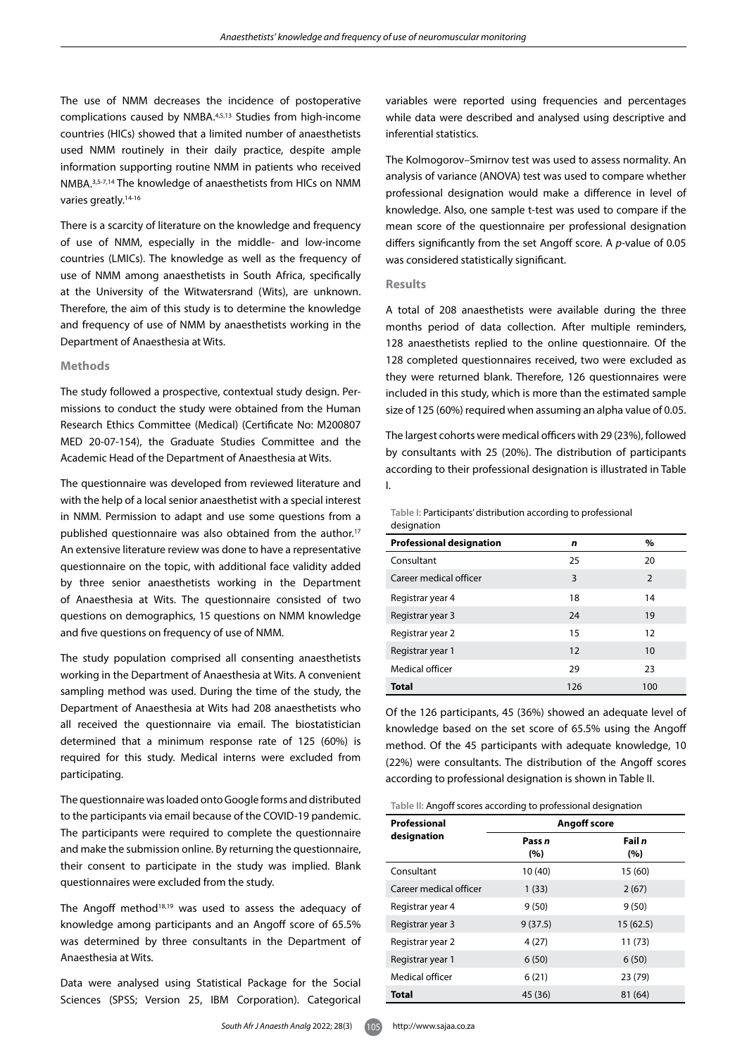The use of NMM decreases the incidence of postoperative complications caused by NMBA.[4,5,13] Studies from high-income countries (HICs) showed that a limited number of anaesthetists used NMM routinely in their daily practice, despite ample information supporting routine NMM in patients who received NMBA.[3,5-7,14] The knowledge of anaesthetists from HICs on NMM varies greatly.[14-16]

There is a scarcity of literature on the knowledge and frequency of use of NMM, especially in the middle- and low-income countries (LMICs). The knowledge as well as the frequency of use of NMM among anaesthetists in South Africa, specifically at the University of the Witwatersrand (Wits), are unknown. Therefore, the aim of this study is to determine the knowledge and frequency of use of NMM by anaesthetists working in the Department of Anaesthesia at Wits.

## Methods

The study followed a prospective, contextual study design. Permissions to conduct the study were obtained from the Human Research Ethics Committee (Medical) (Certificate No: M200807 MED 20-07-154), the Graduate Studies Committee and the Academic Head of the Department of Anaesthesia at Wits.

The questionnaire was developed from reviewed literature and with the help of a local senior anaesthetist with a special interest in NMM. Permission to adapt and use some questions from a published questionnaire was also obtained from the author.[17] An extensive literature review was done to have a representative questionnaire on the topic, with additional face validity added by three senior anaesthetists working in the Department of Anaesthesia at Wits. The questionnaire consisted of two questions on demographics, 15 questions on NMM knowledge and five questions on frequency of use of NMM.

The study population comprised all consenting anaesthetists working in the Department of Anaesthesia at Wits. A convenient sampling method was used. During the time of the study, the Department of Anaesthesia at Wits had 208 anaesthetists who all received the questionnaire via email. The biostatistician determined that a minimum response rate of 125 (60%) is required for this study. Medical interns were excluded from participating.

The questionnaire was loaded onto Google forms and distributed to the participants via email because of the COVID-19 pandemic. The participants were required to complete the questionnaire and make the submission online. By returning the questionnaire, their consent to participate in the study was implied. Blank questionnaires were excluded from the study.

The Angoff method[18,19] was used to assess the adequacy of knowledge among participants and an Angoff score of 65.5% was determined by three consultants in the Department of Anaesthesia at Wits.

Data were analysed using Statistical Package for the Social Sciences (SPSS; Version 25, IBM Corporation). Categorical variables were reported using frequencies and percentages while data were described and analysed using descriptive and inferential statistics.

The Kolmogorov–Smirnov test was used to assess normality. An analysis of variance (ANOVA) test was used to compare whether professional designation would make a difference in level of knowledge. Also, one sample t-test was used to compare if the mean score of the questionnaire per professional designation differs significantly from the set Angoff score. A $p$-value of 0.05 was considered statistically significant.

## Results

A total of 208 anaesthetists were available during the three months period of data collection. After multiple reminders, 128 anaesthetists replied to the online questionnaire. Of the 128 completed questionnaires received, two were excluded as they were returned blank. Therefore, 126 questionnaires were included in this study, which is more than the estimated sample size of 125 (60%) required when assuming an alpha value of 0.05.

The largest cohorts were medical officers with 29 (23%), followed by consultants with 25 (20%). The distribution of participants according to their professional designation is illustrated in Table I.

Table I: Participants' distribution according to professional designation

| Professional designation | *n* | % |
|---|---|---|
| Consultant | 25 | 20 |
| Career medical officer | 3 | 2 |
| Registrar year 4 | 18 | 14 |
| Registrar year 3 | 24 | 19 |
| Registrar year 2 | 15 | 12 |
| Registrar year 1 | 12 | 10 |
| Medical officer | 29 | 23 |
| **Total** | 126 | 100 |

Of the 126 participants, 45 (36%) showed an adequate level of knowledge based on the set score of 65.5% using the Angoff method. Of the 45 participants with adequate knowledge, 10 (22%) were consultants. The distribution of the Angoff scores according to professional designation is shown in Table II.

Table II: Angoff scores according to professional designation

| Professional designation | Angoff score | |
|---|---|---|
| | Pass *n* (%) | Fail *n* (%) |
| Consultant | 10 (40) | 15 (60) |
| Career medical officer | 1 (33) | 2 (67) |
| Registrar year 4 | 9 (50) | 9 (50) |
| Registrar year 3 | 9 (37.5) | 15 (62.5) |
| Registrar year 2 | 4 (27) | 11 (73) |
| Registrar year 1 | 6 (50) | 6 (50) |
| Medical officer | 6 (21) | 23 (79) |
| **Total** | 45 (36) | 81 (64) |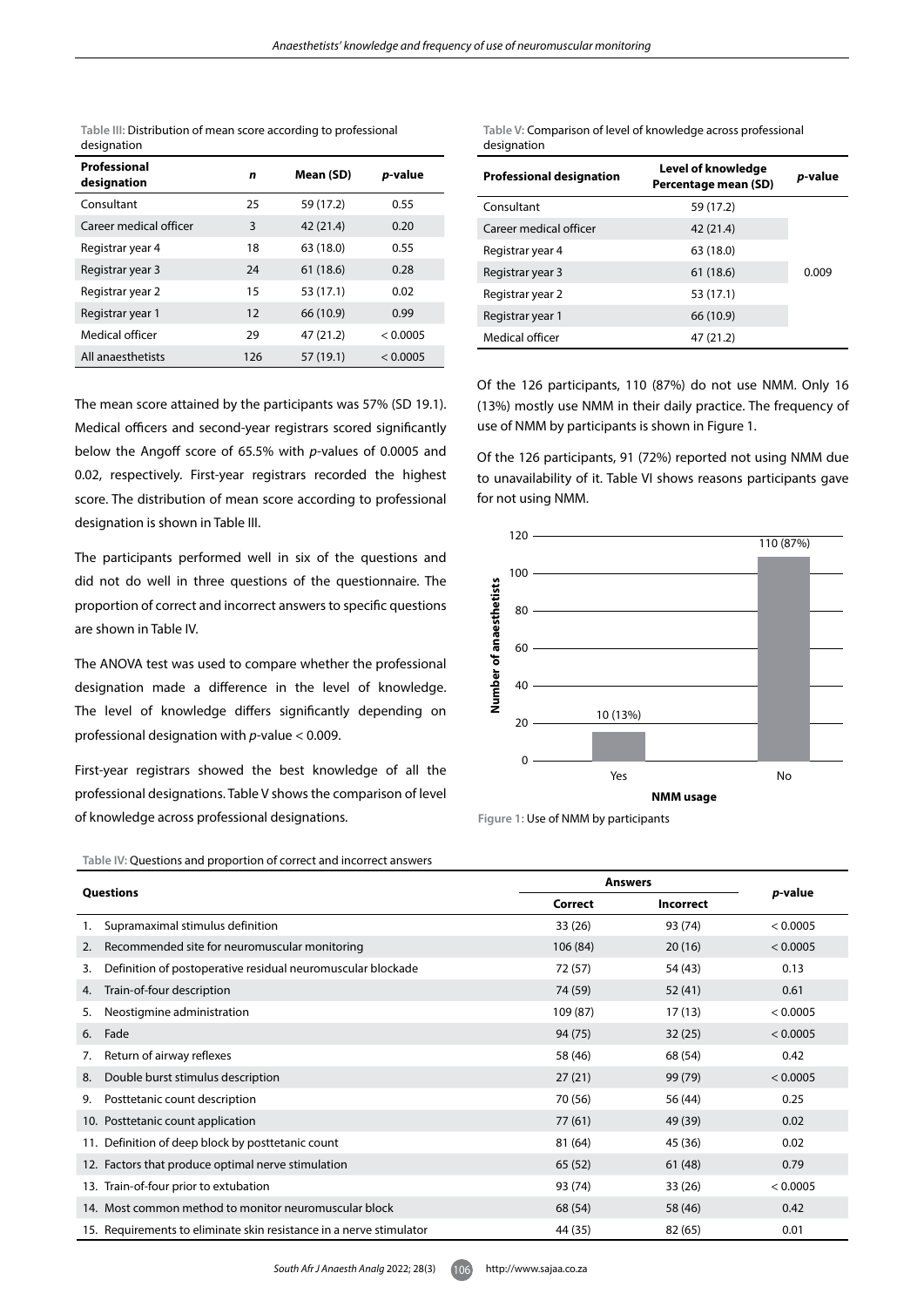Table III: Distribution of mean score according to professional designation

| Professional designation | *n* | Mean (SD) | *p*-value |
|---|---|---|---|
| Consultant | 25 | 59 (17.2) | 0.55 |
| Career medical officer | 3 | 42 (21.4) | 0.20 |
| Registrar year 4 | 18 | 63 (18.0) | 0.55 |
| Registrar year 3 | 24 | 61 (18.6) | 0.28 |
| Registrar year 2 | 15 | 53 (17.1) | 0.02 |
| Registrar year 1 | 12 | 66 (10.9) | 0.99 |
| Medical officer | 29 | 47 (21.2) | < 0.0005 |
| All anaesthetists | 126 | 57 (19.1) | < 0.0005 |

The mean score attained by the participants was 57% (SD 19.1). Medical officers and second-year registrars scored significantly below the Angoff score of 65.5% with *p*-values of 0.0005 and 0.02, respectively. First-year registrars recorded the highest score. The distribution of mean score according to professional designation is shown in Table III.

The participants performed well in six of the questions and did not do well in three questions of the questionnaire. The proportion of correct and incorrect answers to specific questions are shown in Table IV.

The ANOVA test was used to compare whether the professional designation made a difference in the level of knowledge. The level of knowledge differs significantly depending on professional designation with *p*-value < 0.009.

First-year registrars showed the best knowledge of all the professional designations. Table V shows the comparison of level of knowledge across professional designations.

Table V: Comparison of level of knowledge across professional designation

| Professional designation | Level of knowledge Percentage mean (SD) | *p*-value |
|---|---|---|
| Consultant | 59 (17.2) | |
| Career medical officer | 42 (21.4) | |
| Registrar year 4 | 63 (18.0) | |
| Registrar year 3 | 61 (18.6) | 0.009 |
| Registrar year 2 | 53 (17.1) | |
| Registrar year 1 | 66 (10.9) | |
| Medical officer | 47 (21.2) | |

Of the 126 participants, 110 (87%) do not use NMM. Only 16 (13%) mostly use NMM in their daily practice. The frequency of use of NMM by participants is shown in Figure 1.

Of the 126 participants, 91 (72%) reported not using NMM due to unavailability of it. Table VI shows reasons participants gave for not using NMM.

Figure 1: Use of NMM by participants

Table IV: Questions and proportion of correct and incorrect answers

| Questions | Answers | | *p*-value |
|---|---|---|---|
| | Correct | Incorrect | |
| 1. Supramaximal stimulus definition | 33 (26) | 93 (74) | < 0.0005 |
| 2. Recommended site for neuromuscular monitoring | 106 (84) | 20 (16) | < 0.0005 |
| 3. Definition of postoperative residual neuromuscular blockade | 72 (57) | 54 (43) | 0.13 |
| 4. Train-of-four description | 74 (59) | 52 (41) | 0.61 |
| 5. Neostigmine administration | 109 (87) | 17 (13) | < 0.0005 |
| 6. Fade | 94 (75) | 32 (25) | < 0.0005 |
| 7. Return of airway reflexes | 58 (46) | 68 (54) | 0.42 |
| 8. Double burst stimulus description | 27 (21) | 99 (79) | < 0.0005 |
| 9. Posttetanic count description | 70 (56) | 56 (44) | 0.25 |
| 10. Posttetanic count application | 77 (61) | 49 (39) | 0.02 |
| 11. Definition of deep block by posttetanic count | 81 (64) | 45 (36) | 0.02 |
| 12. Factors that produce optimal nerve stimulation | 65 (52) | 61 (48) | 0.79 |
| 13. Train-of-four prior to extubation | 93 (74) | 33 (26) | < 0.0005 |
| 14. Most common method to monitor neuromuscular block | 68 (54) | 58 (46) | 0.42 |
| 15. Requirements to eliminate skin resistance in a nerve stimulator | 44 (35) | 82 (65) | 0.01 |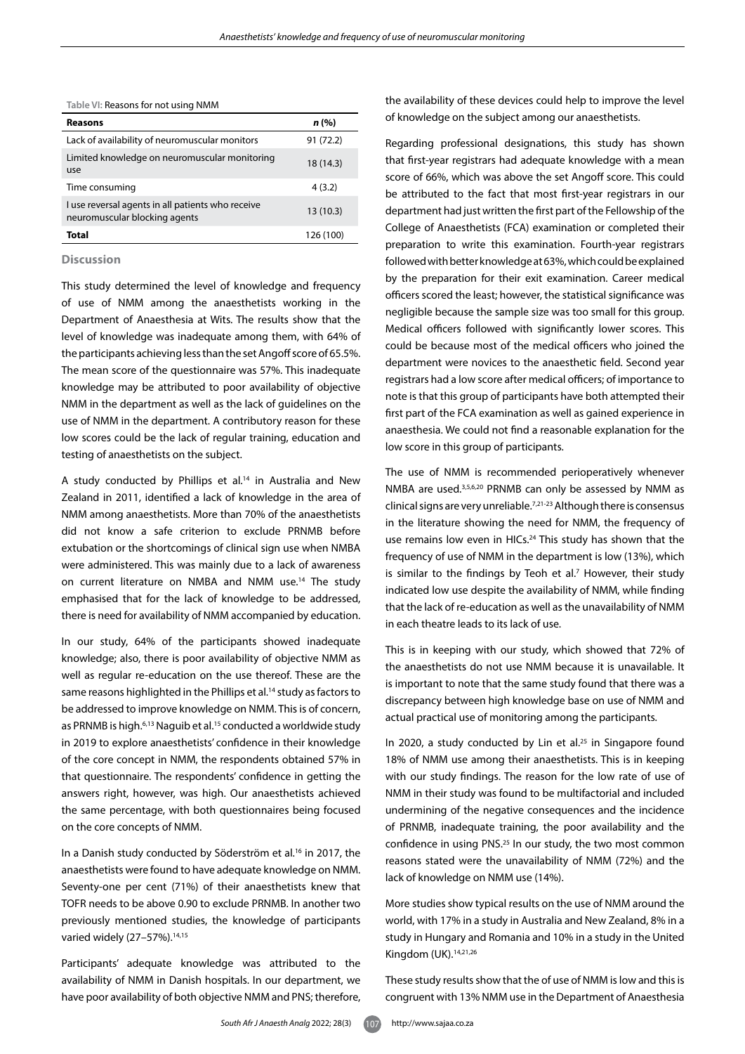**Table VI:** Reasons for not using NMM

| Reasons | n (%) |
|---|---|
| Lack of availability of neuromuscular monitors | 91 (72.2) |
| Limited knowledge on neuromuscular monitoring use | 18 (14.3) |
| Time consuming | 4 (3.2) |
| I use reversal agents in all patients who receive neuromuscular blocking agents | 13 (10.3) |
| **Total** | 126 (100) |

## Discussion

This study determined the level of knowledge and frequency of use of NMM among the anaesthetists working in the Department of Anaesthesia at Wits. The results show that the level of knowledge was inadequate among them, with 64% of the participants achieving less than the set Angoff score of 65.5%. The mean score of the questionnaire was 57%. This inadequate knowledge may be attributed to poor availability of objective NMM in the department as well as the lack of guidelines on the use of NMM in the department. A contributory reason for these low scores could be the lack of regular training, education and testing of anaesthetists on the subject.

A study conducted by Phillips et al.[14] in Australia and New Zealand in 2011, identified a lack of knowledge in the area of NMM among anaesthetists. More than 70% of the anaesthetists did not know a safe criterion to exclude PRNMB before extubation or the shortcomings of clinical sign use when NMBA were administered. This was mainly due to a lack of awareness on current literature on NMBA and NMM use.[14] The study emphasised that for the lack of knowledge to be addressed, there is need for availability of NMM accompanied by education.

In our study, 64% of the participants showed inadequate knowledge; also, there is poor availability of objective NMM as well as regular re-education on the use thereof. These are the same reasons highlighted in the Phillips et al.[14] study as factors to be addressed to improve knowledge on NMM. This is of concern, as PRNMB is high.[6,13] Naguib et al.[15] conducted a worldwide study in 2019 to explore anaesthetists' confidence in their knowledge of the core concept in NMM, the respondents obtained 57% in that questionnaire. The respondents' confidence in getting the answers right, however, was high. Our anaesthetists achieved the same percentage, with both questionnaires being focused on the core concepts of NMM.

In a Danish study conducted by Söderström et al.[16] in 2017, the anaesthetists were found to have adequate knowledge on NMM. Seventy-one per cent (71%) of their anaesthetists knew that TOFR needs to be above 0.90 to exclude PRNMB. In another two previously mentioned studies, the knowledge of participants varied widely (27–57%).[14,15]

Participants' adequate knowledge was attributed to the availability of NMM in Danish hospitals. In our department, we have poor availability of both objective NMM and PNS; therefore, the availability of these devices could help to improve the level of knowledge on the subject among our anaesthetists.

Regarding professional designations, this study has shown that first-year registrars had adequate knowledge with a mean score of 66%, which was above the set Angoff score. This could be attributed to the fact that most first-year registrars in our department had just written the first part of the Fellowship of the College of Anaesthetists (FCA) examination or completed their preparation to write this examination. Fourth-year registrars followed with better knowledge at 63%, which could be explained by the preparation for their exit examination. Career medical officers scored the least; however, the statistical significance was negligible because the sample size was too small for this group. Medical officers followed with significantly lower scores. This could be because most of the medical officers who joined the department were novices to the anaesthetic field. Second year registrars had a low score after medical officers; of importance to note is that this group of participants have both attempted their first part of the FCA examination as well as gained experience in anaesthesia. We could not find a reasonable explanation for the low score in this group of participants.

The use of NMM is recommended perioperatively whenever NMBA are used.[3,5,6,20] PRNMB can only be assessed by NMM as clinical signs are very unreliable.[7,21-23] Although there is consensus in the literature showing the need for NMM, the frequency of use remains low even in HICs.[24] This study has shown that the frequency of use of NMM in the department is low (13%), which is similar to the findings by Teoh et al.[7] However, their study indicated low use despite the availability of NMM, while finding that the lack of re-education as well as the unavailability of NMM in each theatre leads to its lack of use.

This is in keeping with our study, which showed that 72% of the anaesthetists do not use NMM because it is unavailable. It is important to note that the same study found that there was a discrepancy between high knowledge base on use of NMM and actual practical use of monitoring among the participants.

In 2020, a study conducted by Lin et al.[25] in Singapore found 18% of NMM use among their anaesthetists. This is in keeping with our study findings. The reason for the low rate of use of NMM in their study was found to be multifactorial and included undermining of the negative consequences and the incidence of PRNMB, inadequate training, the poor availability and the confidence in using PNS.[25] In our study, the two most common reasons stated were the unavailability of NMM (72%) and the lack of knowledge on NMM use (14%).

More studies show typical results on the use of NMM around the world, with 17% in a study in Australia and New Zealand, 8% in a study in Hungary and Romania and 10% in a study in the United Kingdom (UK).[14,21,26]

These study results show that the of use of NMM is low and this is congruent with 13% NMM use in the Department of Anaesthesia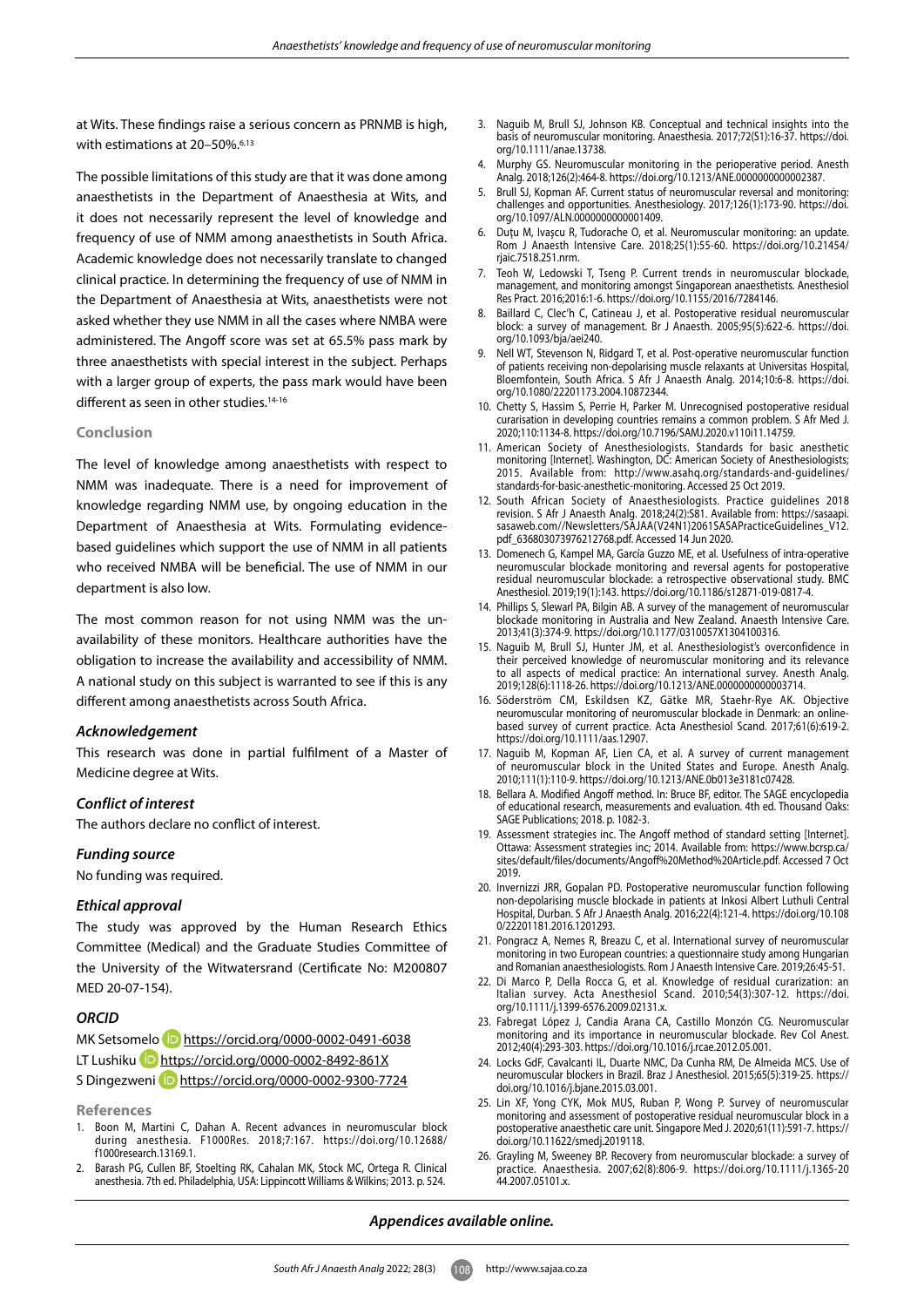at Wits. These findings raise a serious concern as PRNMB is high, with estimations at 20–50%.[6,13]

The possible limitations of this study are that it was done among anaesthetists in the Department of Anaesthesia at Wits, and it does not necessarily represent the level of knowledge and frequency of use of NMM among anaesthetists in South Africa. Academic knowledge does not necessarily translate to changed clinical practice. In determining the frequency of use of NMM in the Department of Anaesthesia at Wits, anaesthetists were not asked whether they use NMM in all the cases where NMBA were administered. The Angoff score was set at 65.5% pass mark by three anaesthetists with special interest in the subject. Perhaps with a larger group of experts, the pass mark would have been different as seen in other studies.[14-16]

## Conclusion

The level of knowledge among anaesthetists with respect to NMM was inadequate. There is a need for improvement of knowledge regarding NMM use, by ongoing education in the Department of Anaesthesia at Wits. Formulating evidence-based guidelines which support the use of NMM in all patients who received NMBA will be beneficial. The use of NMM in our department is also low.

The most common reason for not using NMM was the unavailability of these monitors. Healthcare authorities have the obligation to increase the availability and accessibility of NMM. A national study on this subject is warranted to see if this is any different among anaesthetists across South Africa.

### *Acknowledgement*

This research was done in partial fulfilment of a Master of Medicine degree at Wits.

### *Conflict of interest*

The authors declare no conflict of interest.

### *Funding source*

No funding was required.

### *Ethical approval*

The study was approved by the Human Research Ethics Committee (Medical) and the Graduate Studies Committee of the University of the Witwatersrand (Certificate No: M200807 MED 20-07-154).

### *ORCID*

MK Setsomelo https://orcid.org/0000-0002-0491-6038

LT Lushiku https://orcid.org/0000-0002-8492-861X

S Dingezweni https://orcid.org/0000-0002-9300-7724

## References

1. Boon M, Martini C, Dahan A. Recent advances in neuromuscular block during anesthesia. F1000Res. 2018;7:167. https://doi.org/10.12688/f1000research.13169.1.
2. Barash PG, Cullen BF, Stoelting RK, Cahalan MK, Stock MC, Ortega R. Clinical anesthesia. 7th ed. Philadelphia, USA: Lippincott Williams & Wilkins; 2013. p. 524.
3. Naguib M, Brull SJ, Johnson KB. Conceptual and technical insights into the basis of neuromuscular monitoring. Anaesthesia. 2017;72(S1):16-37. https://doi.org/10.1111/anae.13738.
4. Murphy GS. Neuromuscular monitoring in the perioperative period. Anesth Analg. 2018;126(2):464-8. https://doi.org/10.1213/ANE.0000000000002387.
5. Brull SJ, Kopman AF. Current status of neuromuscular reversal and monitoring: challenges and opportunities. Anesthesiology. 2017;126(1):173-90. https://doi.org/10.1097/ALN.0000000000001409.
6. Duțu M, Ivașcu R, Tudorache O, et al. Neuromuscular monitoring: an update. Rom J Anaesth Intensive Care. 2018;25(1):55-60. https://doi.org/10.21454/rjaic.7518.251.nrm.
7. Teoh W, Ledowski T, Tseng P. Current trends in neuromuscular blockade, management, and monitoring amongst Singaporean anaesthetists. Anesthesiol Res Pract. 2016;2016:1-6. https://doi.org/10.1155/2016/7284146.
8. Baillard C, Clec'h C, Catineau J, et al. Postoperative residual neuromuscular block: a survey of management. Br J Anaesth. 2005;95(5):622-6. https://doi.org/10.1093/bja/aei240.
9. Nell WT, Stevenson N, Ridgard T, et al. Post-operative neuromuscular function of patients receiving non-depolarising muscle relaxants at Universitas Hospital, Bloemfontein, South Africa. S Afr J Anaesth Analg. 2014;10:6-8. https://doi.org/10.1080/22201173.2004.10872344.
10. Chetty S, Hassim S, Perrie H, Parker M. Unrecognised postoperative residual curarisation in developing countries remains a common problem. S Afr Med J. 2020;110:1134-8. https://doi.org/10.7196/SAMJ.2020.v110i11.14759.
11. American Society of Anesthesiologists. Standards for basic anesthetic monitoring [Internet]. Washington, DC: American Society of Anesthesiologists; 2015. Available from: http://www.asahq.org/standards-and-guidelines/standards-for-basic-anesthetic-monitoring. Accessed 25 Oct 2019.
12. South African Society of Anaesthesiologists. Practice guidelines 2018 revision. S Afr J Anaesth Analg. 2018;24(2):S81. Available from: https://sasaapi.sasaweb.com//Newsletters/SAJAA(V24N1)2061SASAPracticeGuidelines_V12.pdf_636803073976212768.pdf. Accessed 14 Jun 2020.
13. Domenech G, Kampel MA, García Guzzo ME, et al. Usefulness of intra-operative neuromuscular blockade monitoring and reversal agents for postoperative residual neuromuscular blockade: a retrospective observational study. BMC Anesthesiol. 2019;19(1):143. https://doi.org/10.1186/s12871-019-0817-4.
14. Phillips S, Slewarl PA, Bilgin AB. A survey of the management of neuromuscular blockade monitoring in Australia and New Zealand. Anaesth Intensive Care. 2013;41(3):374-9. https://doi.org/10.1177/0310057X1304100316.
15. Naguib M, Brull SJ, Hunter JM, et al. Anesthesiologist's overconfidence in their perceived knowledge of neuromuscular monitoring and its relevance to all aspects of medical practice: An international survey. Anesth Analg. 2019;128(6):1118-26. https://doi.org/10.1213/ANE.0000000000003714.
16. Söderström CM, Eskildsen KZ, Gätke MR, Staehr-Rye AK. Objective neuromuscular monitoring of neuromuscular blockade in Denmark: an online-based survey of current practice. Acta Anesthesiol Scand. 2017;61(6):619-2. https://doi.org/10.1111/aas.12907.
17. Naguib M, Kopman AF, Lien CA, et al. A survey of current management of neuromuscular block in the United States and Europe. Anesth Analg. 2010;111(1):110-9. https://doi.org/10.1213/ANE.0b013e3181c07428.
18. Bellara A. Modified Angoff method. In: Bruce BF, editor. The SAGE encyclopedia of educational research, measurements and evaluation. 4th ed. Thousand Oaks: SAGE Publications; 2018. p. 1082-3.
19. Assessment strategies inc. The Angoff method of standard setting [Internet]. Ottawa: Assessment strategies inc; 2014. Available from: https://www.bcrsp.ca/sites/default/files/documents/Angoff%20Method%20Article.pdf. Accessed 7 Oct 2019.
20. Invernizzi JRR, Gopalan PD. Postoperative neuromuscular function following non-depolarising muscle blockade in patients at Inkosi Albert Luthuli Central Hospital, Durban. S Afr J Anaesth Analg. 2016;22(4):121-4. https://doi.org/10.1080/22201181.2016.1201293.
21. Pongracz A, Nemes R, Breazu C, et al. International survey of neuromuscular monitoring in two European countries: a questionnaire study among Hungarian and Romanian anaesthesiologists. Rom J Anaesth Intensive Care. 2019;26:45-51.
22. Di Marco P, Della Rocca G, et al. Knowledge of residual curarization: an Italian survey. Acta Anesthesiol Scand. 2010;54(3):307-12. https://doi.org/10.1111/j.1399-6576.2009.02131.x.
23. Fabregat López J, Candia Arana CA, Castillo Monzón CG. Neuromuscular monitoring and its importance in neuromuscular blockade. Rev Col Anest. 2012;40(4):293-303. https://doi.org/10.1016/j.rcae.2012.05.001.
24. Locks GdF, Cavalcanti IL, Duarte NMC, Da Cunha RM, De Almeida MCS. Use of neuromuscular blockers in Brazil. Braz J Anesthesiol. 2015;65(5):319-25. https://doi.org/10.1016/j.bjane.2015.03.001.
25. Lin XF, Yong CYK, Mok MUS, Ruban P, Wong P. Survey of neuromuscular monitoring and assessment of postoperative residual neuromuscular block in a postoperative anaesthetic care unit. Singapore Med J. 2020;61(11):591-7. https://doi.org/10.11622/smedj.2019118.
26. Grayling M, Sweeney BP. Recovery from neuromuscular blockade: a survey of practice. Anaesthesia. 2007;62(8):806-9. https://doi.org/10.1111/j.1365-2044.2007.05101.x.

***Appendices available online.***